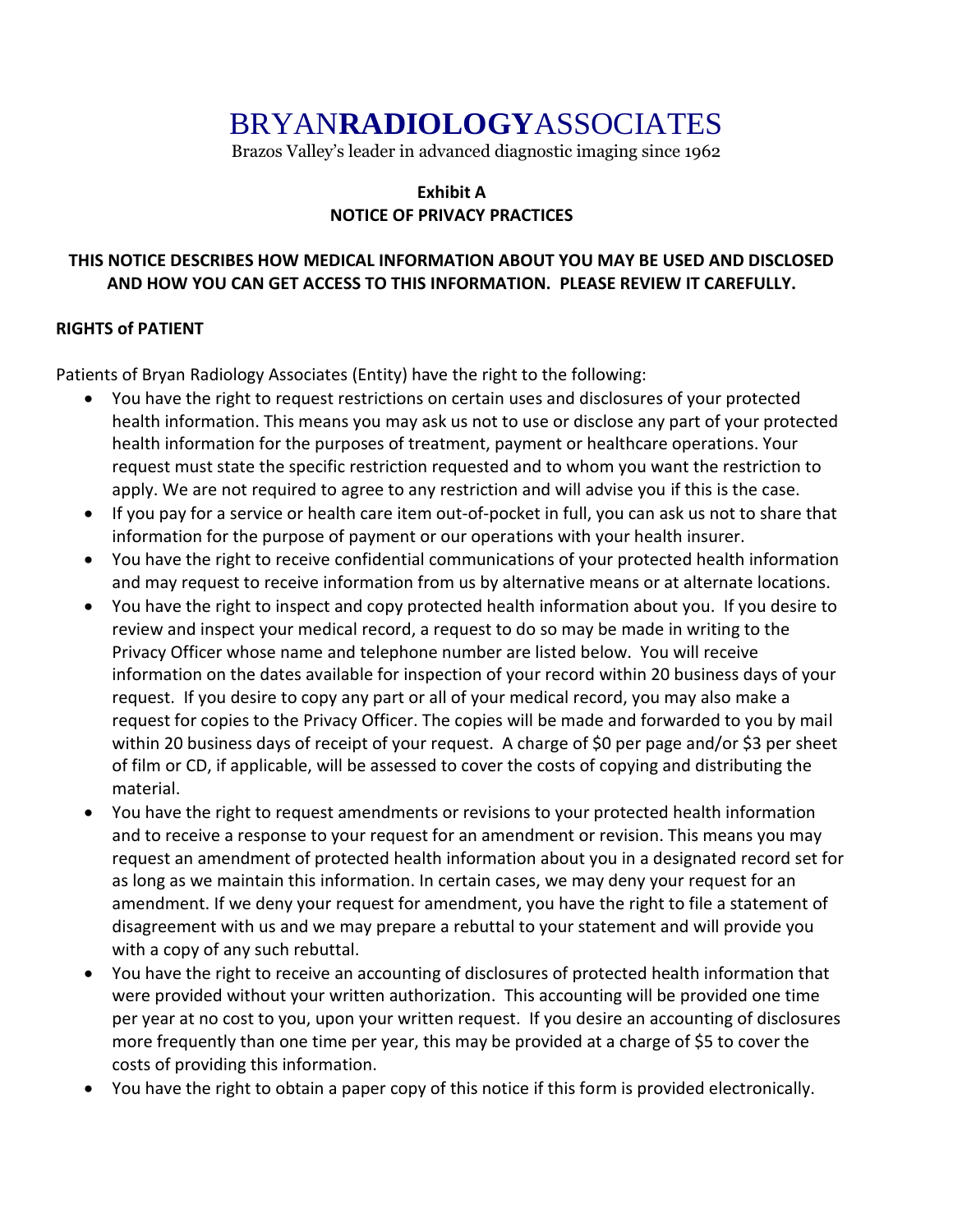# BRYAN**RADIOLOGY**ASSOCIATES

Brazos Valley's leader in advanced diagnostic imaging since 1962

**Exhibit A**
**NOTICE OF PRIVACY PRACTICES**

**THIS NOTICE DESCRIBES HOW MEDICAL INFORMATION ABOUT YOU MAY BE USED AND DISCLOSED AND HOW YOU CAN GET ACCESS TO THIS INFORMATION. PLEASE REVIEW IT CAREFULLY.**

## RIGHTS of PATIENT

Patients of Bryan Radiology Associates (Entity) have the right to the following:

- You have the right to request restrictions on certain uses and disclosures of your protected health information. This means you may ask us not to use or disclose any part of your protected health information for the purposes of treatment, payment or healthcare operations. Your request must state the specific restriction requested and to whom you want the restriction to apply. We are not required to agree to any restriction and will advise you if this is the case.
- If you pay for a service or health care item out-of-pocket in full, you can ask us not to share that information for the purpose of payment or our operations with your health insurer.
- You have the right to receive confidential communications of your protected health information and may request to receive information from us by alternative means or at alternate locations.
- You have the right to inspect and copy protected health information about you. If you desire to review and inspect your medical record, a request to do so may be made in writing to the Privacy Officer whose name and telephone number are listed below. You will receive information on the dates available for inspection of your record within 20 business days of your request. If you desire to copy any part or all of your medical record, you may also make a request for copies to the Privacy Officer. The copies will be made and forwarded to you by mail within 20 business days of receipt of your request. A charge of $0 per page and/or $3 per sheet of film or CD, if applicable, will be assessed to cover the costs of copying and distributing the material.
- You have the right to request amendments or revisions to your protected health information and to receive a response to your request for an amendment or revision. This means you may request an amendment of protected health information about you in a designated record set for as long as we maintain this information. In certain cases, we may deny your request for an amendment. If we deny your request for amendment, you have the right to file a statement of disagreement with us and we may prepare a rebuttal to your statement and will provide you with a copy of any such rebuttal.
- You have the right to receive an accounting of disclosures of protected health information that were provided without your written authorization. This accounting will be provided one time per year at no cost to you, upon your written request. If you desire an accounting of disclosures more frequently than one time per year, this may be provided at a charge of $5 to cover the costs of providing this information.
- You have the right to obtain a paper copy of this notice if this form is provided electronically.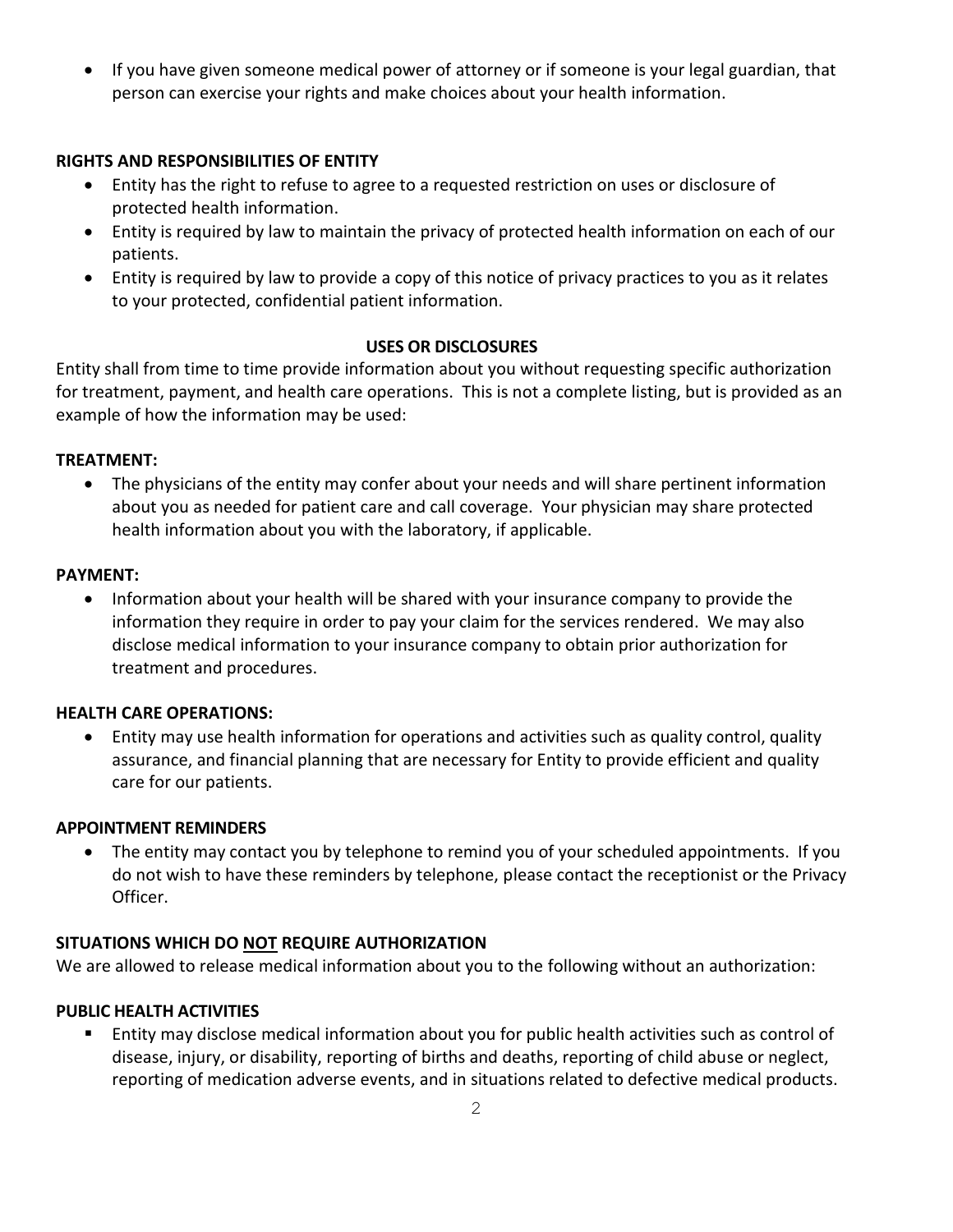- If you have given someone medical power of attorney or if someone is your legal guardian, that person can exercise your rights and make choices about your health information.

**RIGHTS AND RESPONSIBILITIES OF ENTITY**

- Entity has the right to refuse to agree to a requested restriction on uses or disclosure of protected health information.
- Entity is required by law to maintain the privacy of protected health information on each of our patients.
- Entity is required by law to provide a copy of this notice of privacy practices to you as it relates to your protected, confidential patient information.

## USES OR DISCLOSURES

Entity shall from time to time provide information about you without requesting specific authorization for treatment, payment, and health care operations. This is not a complete listing, but is provided as an example of how the information may be used:

**TREATMENT:**

- The physicians of the entity may confer about your needs and will share pertinent information about you as needed for patient care and call coverage. Your physician may share protected health information about you with the laboratory, if applicable.

**PAYMENT:**

- Information about your health will be shared with your insurance company to provide the information they require in order to pay your claim for the services rendered. We may also disclose medical information to your insurance company to obtain prior authorization for treatment and procedures.

**HEALTH CARE OPERATIONS:**

- Entity may use health information for operations and activities such as quality control, quality assurance, and financial planning that are necessary for Entity to provide efficient and quality care for our patients.

**APPOINTMENT REMINDERS**

- The entity may contact you by telephone to remind you of your scheduled appointments. If you do not wish to have these reminders by telephone, please contact the receptionist or the Privacy Officer.

**SITUATIONS WHICH DO <u>NOT</u> REQUIRE AUTHORIZATION**

We are allowed to release medical information about you to the following without an authorization:

**PUBLIC HEALTH ACTIVITIES**

- Entity may disclose medical information about you for public health activities such as control of disease, injury, or disability, reporting of births and deaths, reporting of child abuse or neglect, reporting of medication adverse events, and in situations related to defective medical products.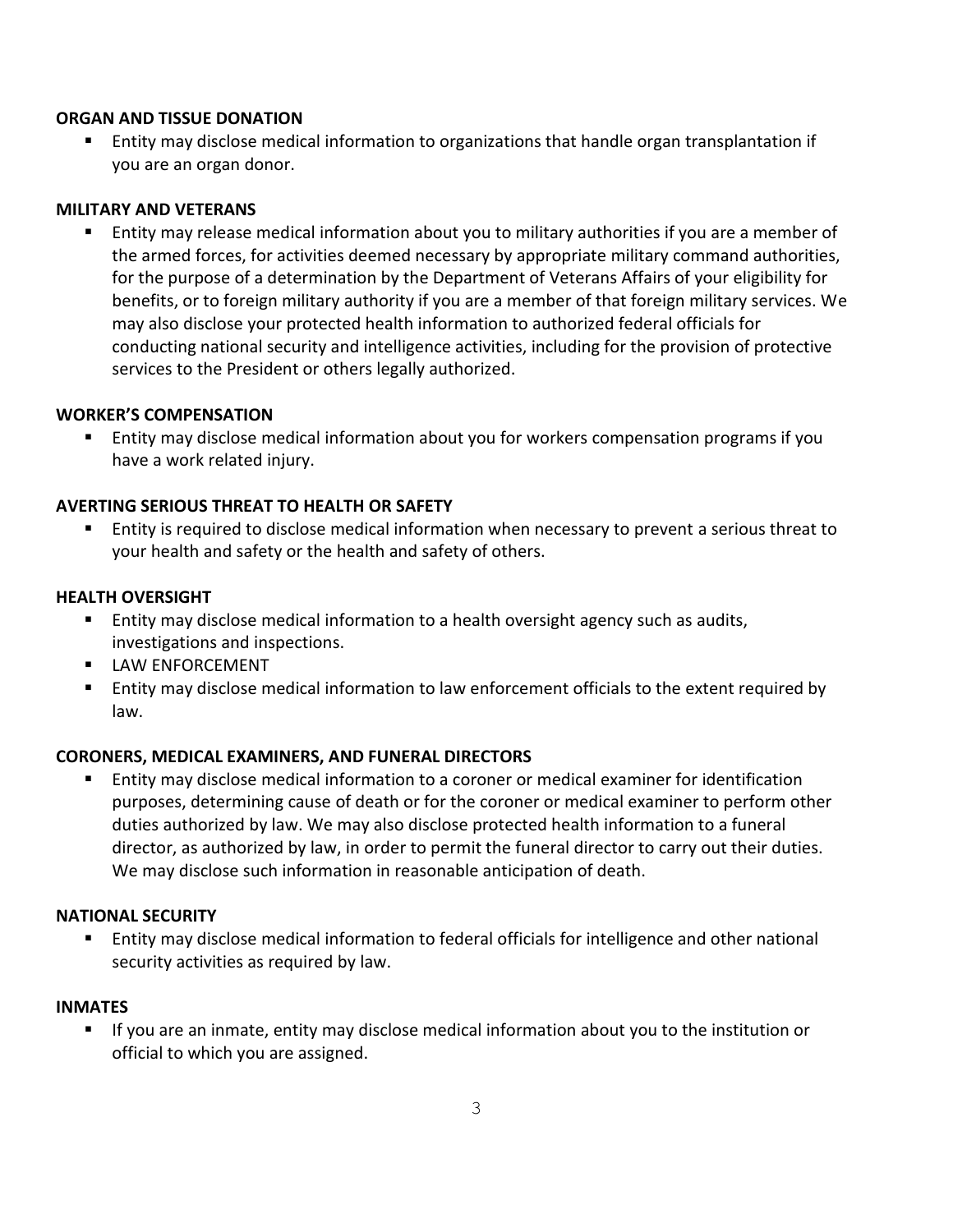**ORGAN AND TISSUE DONATION**

- Entity may disclose medical information to organizations that handle organ transplantation if you are an organ donor.

**MILITARY AND VETERANS**

- Entity may release medical information about you to military authorities if you are a member of the armed forces, for activities deemed necessary by appropriate military command authorities, for the purpose of a determination by the Department of Veterans Affairs of your eligibility for benefits, or to foreign military authority if you are a member of that foreign military services. We may also disclose your protected health information to authorized federal officials for conducting national security and intelligence activities, including for the provision of protective services to the President or others legally authorized.

**WORKER'S COMPENSATION**

- Entity may disclose medical information about you for workers compensation programs if you have a work related injury.

**AVERTING SERIOUS THREAT TO HEALTH OR SAFETY**

- Entity is required to disclose medical information when necessary to prevent a serious threat to your health and safety or the health and safety of others.

**HEALTH OVERSIGHT**

- Entity may disclose medical information to a health oversight agency such as audits, investigations and inspections.
- LAW ENFORCEMENT
- Entity may disclose medical information to law enforcement officials to the extent required by law.

**CORONERS, MEDICAL EXAMINERS, AND FUNERAL DIRECTORS**

- Entity may disclose medical information to a coroner or medical examiner for identification purposes, determining cause of death or for the coroner or medical examiner to perform other duties authorized by law. We may also disclose protected health information to a funeral director, as authorized by law, in order to permit the funeral director to carry out their duties. We may disclose such information in reasonable anticipation of death.

**NATIONAL SECURITY**

- Entity may disclose medical information to federal officials for intelligence and other national security activities as required by law.

**INMATES**

- If you are an inmate, entity may disclose medical information about you to the institution or official to which you are assigned.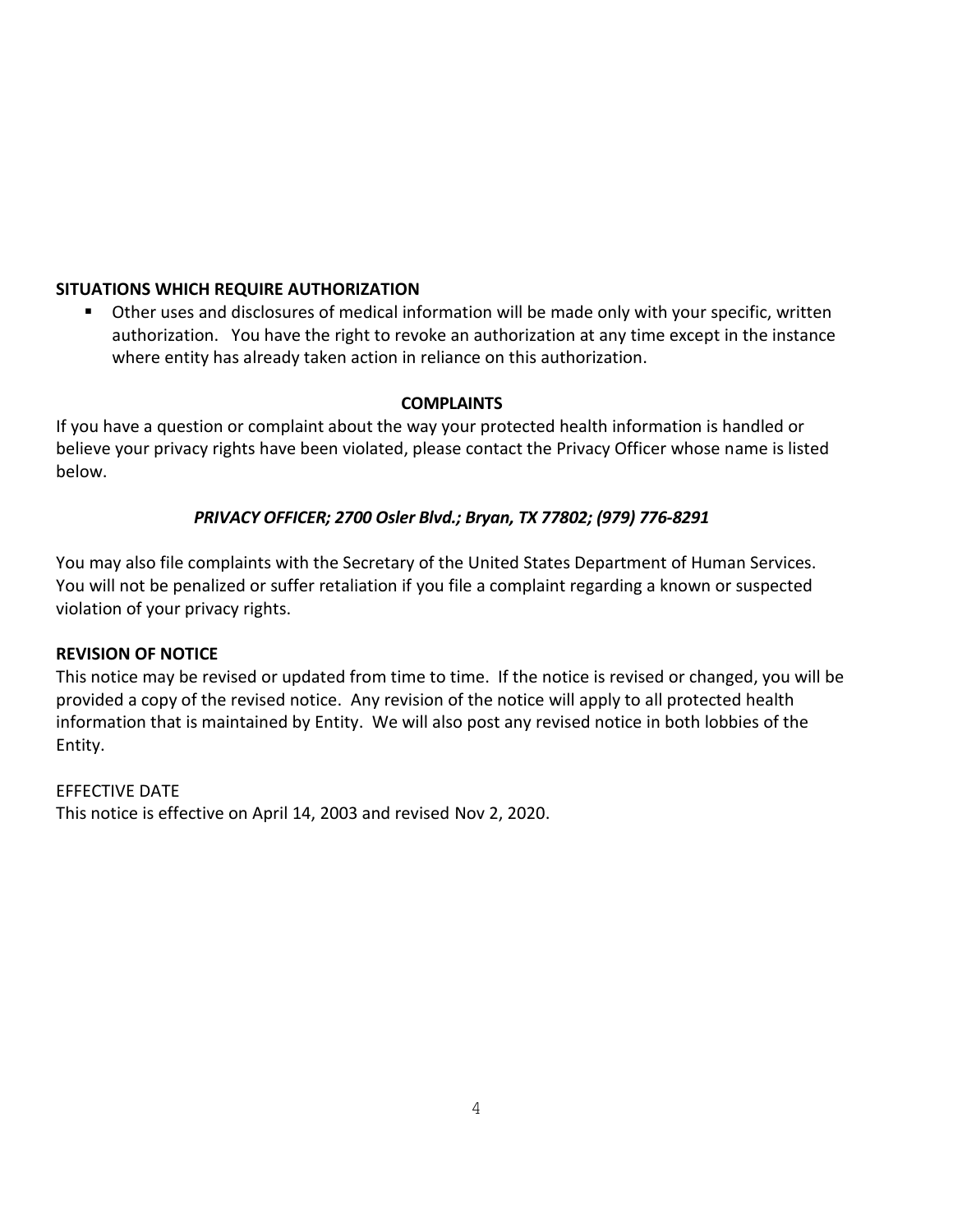### SITUATIONS WHICH REQUIRE AUTHORIZATION

- Other uses and disclosures of medical information will be made only with your specific, written authorization. You have the right to revoke an authorization at any time except in the instance where entity has already taken action in reliance on this authorization.

### COMPLAINTS

If you have a question or complaint about the way your protected health information is handled or believe your privacy rights have been violated, please contact the Privacy Officer whose name is listed below.

***PRIVACY OFFICER; 2700 Osler Blvd.; Bryan, TX 77802; (979) 776-8291***

You may also file complaints with the Secretary of the United States Department of Human Services. You will not be penalized or suffer retaliation if you file a complaint regarding a known or suspected violation of your privacy rights.

### REVISION OF NOTICE

This notice may be revised or updated from time to time. If the notice is revised or changed, you will be provided a copy of the revised notice. Any revision of the notice will apply to all protected health information that is maintained by Entity. We will also post any revised notice in both lobbies of the Entity.

EFFECTIVE DATE

This notice is effective on April 14, 2003 and revised Nov 2, 2020.